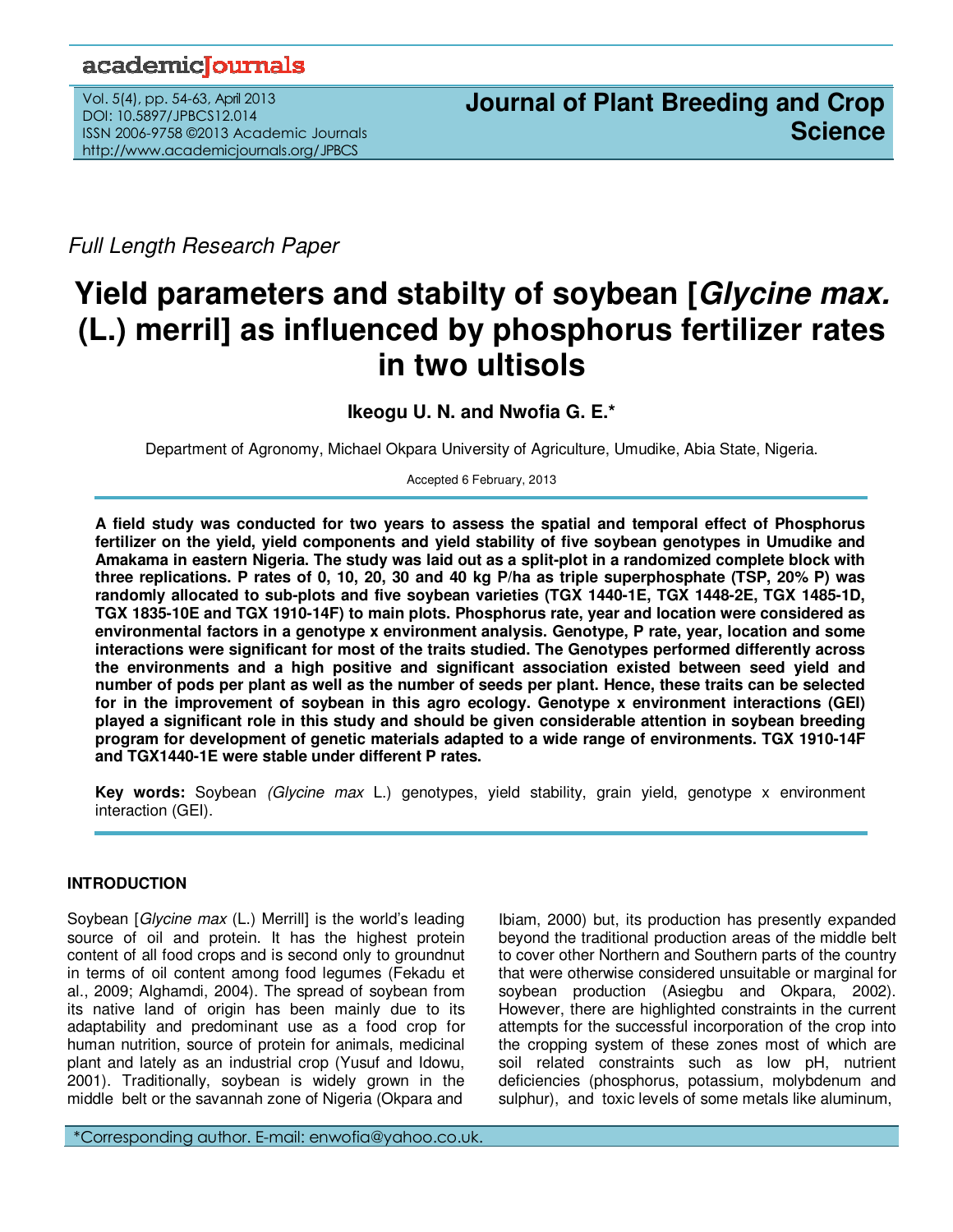*Full Length Research Paper*

# Yield parameters and stabilty of soybean [*Glycine max.* (L.) merril] as influenced by phosphorus fertilizer rates in two ultisols

**Ikeogu U. N. and Nwofia G. E.***

Department of Agronomy, Michael Okpara University of Agriculture, Umudike, Abia State, Nigeria.

Accepted 6 February, 2013

**A field study was conducted for two years to assess the spatial and temporal effect of Phosphorus fertilizer on the yield, yield components and yield stability of five soybean genotypes in Umudike and Amakama in eastern Nigeria. The study was laid out as a split-plot in a randomized complete block with three replications. P rates of 0, 10, 20, 30 and 40 kg P/ha as triple superphosphate (TSP, 20% P) was randomly allocated to sub-plots and five soybean varieties (TGX 1440-1E, TGX 1448-2E, TGX 1485-1D, TGX 1835-10E and TGX 1910-14F) to main plots. Phosphorus rate, year and location were considered as environmental factors in a genotype x environment analysis. Genotype, P rate, year, location and some interactions were significant for most of the traits studied. The Genotypes performed differently across the environments and a high positive and significant association existed between seed yield and number of pods per plant as well as the number of seeds per plant. Hence, these traits can be selected for in the improvement of soybean in this agro ecology. Genotype x environment interactions (GEI) played a significant role in this study and should be given considerable attention in soybean breeding program for development of genetic materials adapted to a wide range of environments. TGX 1910-14F and TGX1440-1E were stable under different P rates.**

**Key words:** Soybean *(Glycine max* L.) genotypes, yield stability, grain yield, genotype x environment interaction (GEI).

## INTRODUCTION

Soybean [*Glycine max* (L.) Merrill] is the world's leading source of oil and protein. It has the highest protein content of all food crops and is second only to groundnut in terms of oil content among food legumes (Fekadu et al., 2009; Alghamdi, 2004). The spread of soybean from its native land of origin has been mainly due to its adaptability and predominant use as a food crop for human nutrition, source of protein for animals, medicinal plant and lately as an industrial crop (Yusuf and Idowu, 2001). Traditionally, soybean is widely grown in the middle belt or the savannah zone of Nigeria (Okpara and Ibiam, 2000) but, its production has presently expanded beyond the traditional production areas of the middle belt to cover other Northern and Southern parts of the country that were otherwise considered unsuitable or marginal for soybean production (Asiegbu and Okpara, 2002). However, there are highlighted constraints in the current attempts for the successful incorporation of the crop into the cropping system of these zones most of which are soil related constraints such as low pH, nutrient deficiencies (phosphorus, potassium, molybdenum and sulphur), and toxic levels of some metals like aluminum,

*Corresponding author. E-mail: enwofia@yahoo.co.uk.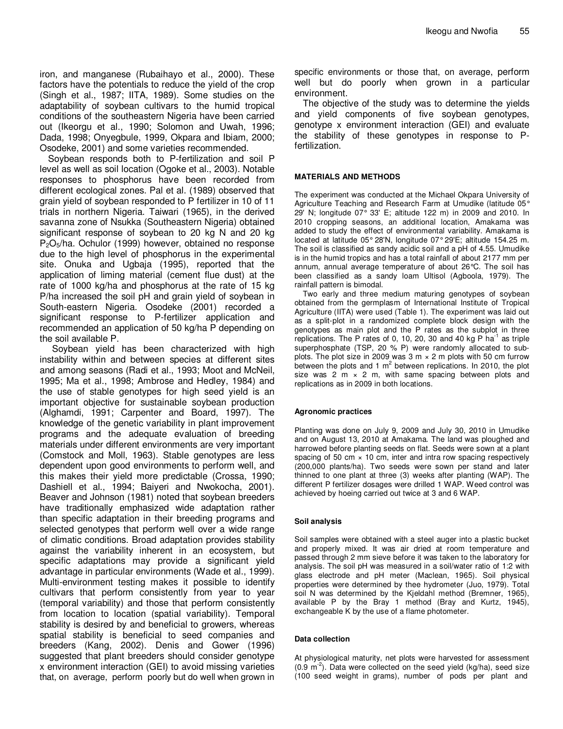iron, and manganese (Rubaihayo et al., 2000). These factors have the potentials to reduce the yield of the crop (Singh et al., 1987; IITA, 1989). Some studies on the adaptability of soybean cultivars to the humid tropical conditions of the southeastern Nigeria have been carried out (Ikeorgu et al., 1990; Solomon and Uwah, 1996; Dada, 1998; Onyegbule, 1999, Okpara and Ibiam, 2000; Osodeke, 2001) and some varieties recommended.

Soybean responds both to P-fertilization and soil P level as well as soil location (Ogoke et al., 2003). Notable responses to phosphorus have been recorded from different ecological zones. Pal et al. (1989) observed that grain yield of soybean responded to P fertilizer in 10 of 11 trials in northern Nigeria. Taiwari (1965), in the derived savanna zone of Nsukka (Southeastern Nigeria) obtained significant response of soybean to 20 kg N and 20 kg $P_2O_5$/ha. Ochulor (1999) however, obtained no response due to the high level of phosphorus in the experimental site. Onuka and Ugbaja (1995), reported that the application of liming material (cement flue dust) at the rate of 1000 kg/ha and phosphorus at the rate of 15 kg P/ha increased the soil pH and grain yield of soybean in South-eastern Nigeria. Osodeke (2001) recorded a significant response to P-fertilizer application and recommended an application of 50 kg/ha P depending on the soil available P.

Soybean yield has been characterized with high instability within and between species at different sites and among seasons (Radi et al., 1993; Moot and McNeil, 1995; Ma et al., 1998; Ambrose and Hedley, 1984) and the use of stable genotypes for high seed yield is an important objective for sustainable soybean production (Alghamdi, 1991; Carpenter and Board, 1997). The knowledge of the genetic variability in plant improvement programs and the adequate evaluation of breeding materials under different environments are very important (Comstock and Moll, 1963). Stable genotypes are less dependent upon good environments to perform well, and this makes their yield more predictable (Crossa, 1990; Dashiell et al., 1994; Baiyeri and Nwokocha, 2001). Beaver and Johnson (1981) noted that soybean breeders have traditionally emphasized wide adaptation rather than specific adaptation in their breeding programs and selected genotypes that perform well over a wide range of climatic conditions. Broad adaptation provides stability against the variability inherent in an ecosystem, but specific adaptations may provide a significant yield advantage in particular environments (Wade et al., 1999). Multi-environment testing makes it possible to identify cultivars that perform consistently from year to year (temporal variability) and those that perform consistently from location to location (spatial variability). Temporal stability is desired by and beneficial to growers, whereas spatial stability is beneficial to seed companies and breeders (Kang, 2002). Denis and Gower (1996) suggested that plant breeders should consider genotype x environment interaction (GEI) to avoid missing varieties that, on average, perform poorly but do well when grown in specific environments or those that, on average, perform well but do poorly when grown in a particular environment.

The objective of the study was to determine the yields and yield components of five soybean genotypes, genotype x environment interaction (GEI) and evaluate the stability of these genotypes in response to P-fertilization.

## MATERIALS AND METHODS

The experiment was conducted at the Michael Okpara University of Agriculture Teaching and Research Farm at Umudike (latitude 05° 29' N; longitude 07° 33' E; altitude 122 m) in 2009 and 2010. In 2010 cropping seasons, an additional location, Amakama was added to study the effect of environmental variability. Amakama is located at latitude 05° 28'N, longitude 07° 29'E; altitude 154.25 m. The soil is classified as sandy acidic soil and a pH of 4.55. Umudike is in the humid tropics and has a total rainfall of about 2177 mm per annum, annual average temperature of about 26°C. The soil has been classified as a sandy loam Ultisol (Agboola, 1979). The rainfall pattern is bimodal.

Two early and three medium maturing genotypes of soybean obtained from the germplasm of International Institute of Tropical Agriculture (IITA) were used (Table 1). The experiment was laid out as a split-plot in a randomized complete block design with the genotypes as main plot and the P rates as the subplot in three replications. The P rates of 0, 10, 20, 30 and 40 kg P $ha^{-1}$ as triple superphosphate (TSP, 20 % P) were randomly allocated to sub-plots. The plot size in 2009 was 3 m × 2 m plots with 50 cm furrow between the plots and 1 $m^2$ between replications. In 2010, the plot size was 2 m × 2 m, with same spacing between plots and replications as in 2009 in both locations.

### Agronomic practices

Planting was done on July 9, 2009 and July 30, 2010 in Umudike and on August 13, 2010 at Amakama. The land was ploughed and harrowed before planting seeds on flat. Seeds were sown at a plant spacing of 50 cm × 10 cm, inter and intra row spacing respectively (200,000 plants/ha). Two seeds were sown per stand and later thinned to one plant at three (3) weeks after planting (WAP). The different P fertilizer dosages were drilled 1 WAP. Weed control was achieved by hoeing carried out twice at 3 and 6 WAP.

### Soil analysis

Soil samples were obtained with a steel auger into a plastic bucket and properly mixed. It was air dried at room temperature and passed through 2 mm sieve before it was taken to the laboratory for analysis. The soil pH was measured in a soil/water ratio of 1:2 with glass electrode and pH meter (Maclean, 1965). Soil physical properties were determined by thee hydrometer (Juo, 1979). Total soil N was determined by the Kjeldahl method (Bremner, 1965), available P by the Bray 1 method (Bray and Kurtz, 1945), exchangeable K by the use of a flame photometer.

### Data collection

At physiological maturity, net plots were harvested for assessment (0.9 $m^{-2}$). Data were collected on the seed yield (kg/ha), seed size (100 seed weight in grams), number of pods per plant and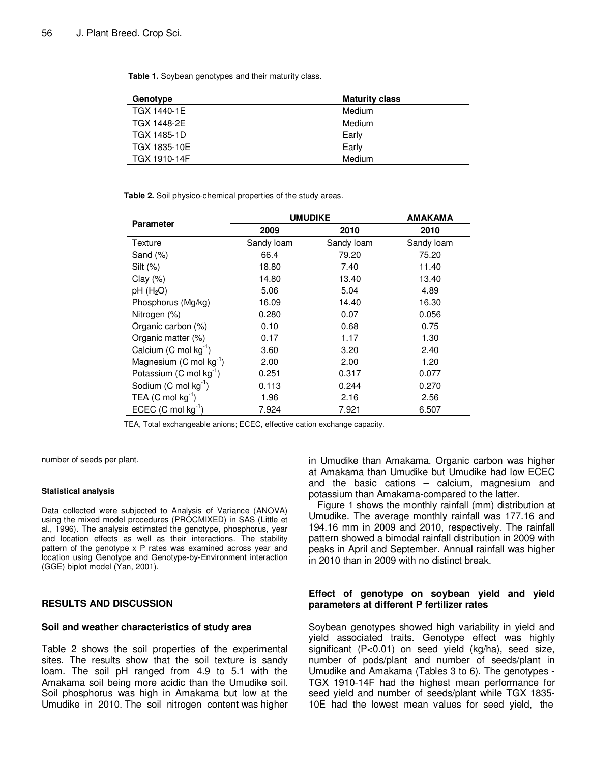**Table 1.** Soybean genotypes and their maturity class.

| Genotype | Maturity class |
|---|---|
| TGX 1440-1E | Medium |
| TGX 1448-2E | Medium |
| TGX 1485-1D | Early |
| TGX 1835-10E | Early |
| TGX 1910-14F | Medium |

**Table 2.** Soil physico-chemical properties of the study areas.

| Parameter | UMUDIKE | | AMAKAMA |
|---|---|---|---|
| | 2009 | 2010 | 2010 |
| Texture | Sandy loam | Sandy loam | Sandy loam |
| Sand (%) | 66.4 | 79.20 | 75.20 |
| Silt (%) | 18.80 | 7.40 | 11.40 |
| Clay (%) | 14.80 | 13.40 | 13.40 |
| pH ($H_2O$) | 5.06 | 5.04 | 4.89 |
| Phosphorus (Mg/kg) | 16.09 | 14.40 | 16.30 |
| Nitrogen (%) | 0.280 | 0.07 | 0.056 |
| Organic carbon (%) | 0.10 | 0.68 | 0.75 |
| Organic matter (%) | 0.17 | 1.17 | 1.30 |
| Calcium (C mol $kg^{-1}$) | 3.60 | 3.20 | 2.40 |
| Magnesium (C mol $kg^{-1}$) | 2.00 | 2.00 | 1.20 |
| Potassium (C mol $kg^{-1}$) | 0.251 | 0.317 | 0.077 |
| Sodium (C mol $kg^{-1}$) | 0.113 | 0.244 | 0.270 |
| TEA (C mol $kg^{-1}$) | 1.96 | 2.16 | 2.56 |
| ECEC (C mol $kg^{-1}$) | 7.924 | 7.921 | 6.507 |

TEA, Total exchangeable anions; ECEC, effective cation exchange capacity.

number of seeds per plant.

#### Statistical analysis

Data collected were subjected to Analysis of Variance (ANOVA) using the mixed model procedures (PROCMIXED) in SAS (Little et al., 1996). The analysis estimated the genotype, phosphorus, year and location effects as well as their interactions. The stability pattern of the genotype x P rates was examined across year and location using Genotype and Genotype-by-Environment interaction (GGE) biplot model (Yan, 2001).

## RESULTS AND DISCUSSION

### Soil and weather characteristics of study area

Table 2 shows the soil properties of the experimental sites. The results show that the soil texture is sandy loam. The soil pH ranged from 4.9 to 5.1 with the Amakama soil being more acidic than the Umudike soil. Soil phosphorus was high in Amakama but low at the Umudike in 2010. The soil nitrogen content was higher in Umudike than Amakama. Organic carbon was higher at Amakama than Umudike but Umudike had low ECEC and the basic cations – calcium, magnesium and potassium than Amakama-compared to the latter.

Figure 1 shows the monthly rainfall (mm) distribution at Umudike. The average monthly rainfall was 177.16 and 194.16 mm in 2009 and 2010, respectively. The rainfall pattern showed a bimodal rainfall distribution in 2009 with peaks in April and September. Annual rainfall was higher in 2010 than in 2009 with no distinct break.

### Effect of genotype on soybean yield and yield parameters at different P fertilizer rates

Soybean genotypes showed high variability in yield and yield associated traits. Genotype effect was highly significant ($P<0.01$) on seed yield (kg/ha), seed size, number of pods/plant and number of seeds/plant in Umudike and Amakama (Tables 3 to 6). The genotypes - TGX 1910-14F had the highest mean performance for seed yield and number of seeds/plant while TGX 1835-10E had the lowest mean values for seed yield, the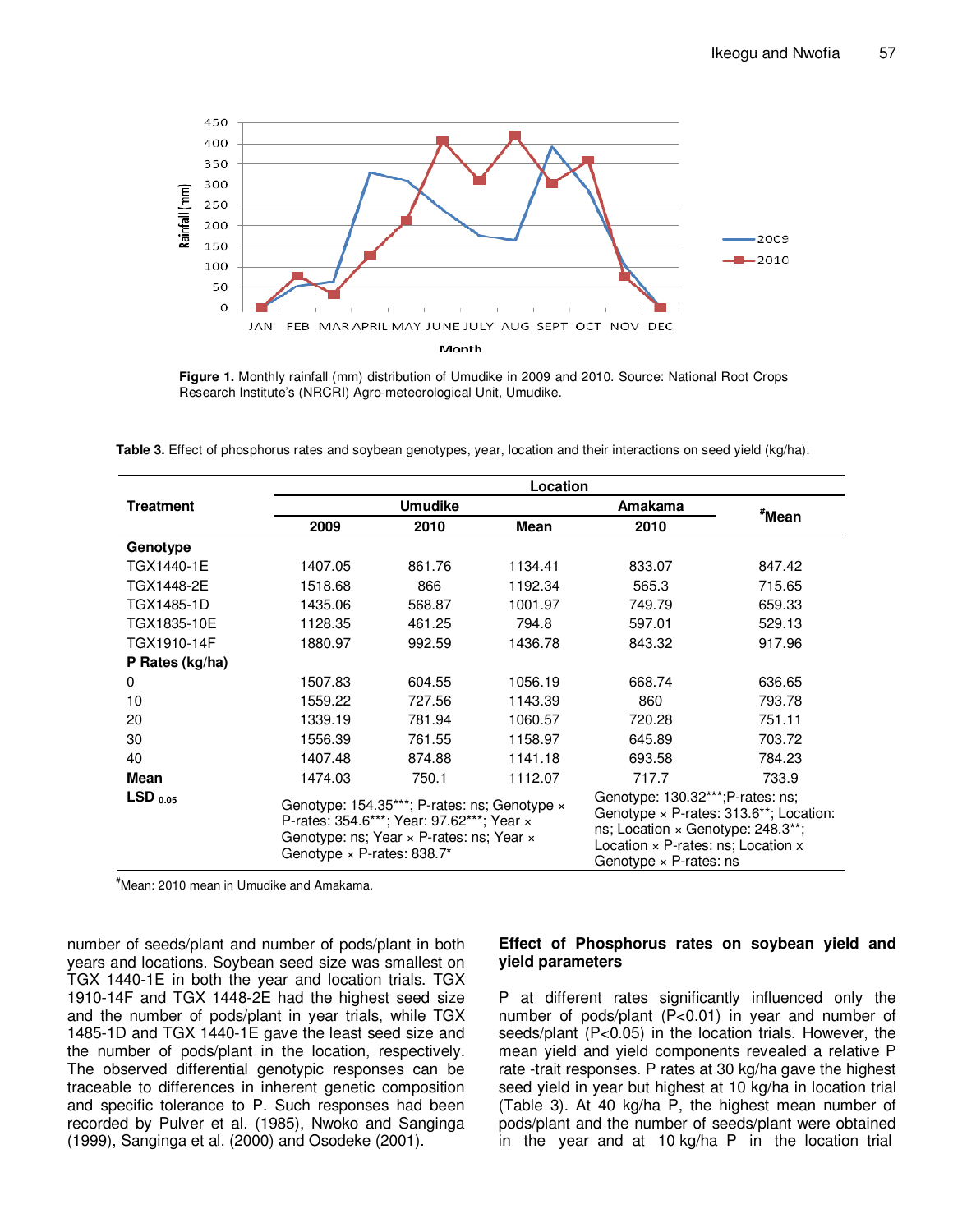Figure 1. Monthly rainfall (mm) distribution of Umudike in 2009 and 2010. Source: National Root Crops Research Institute's (NRCRI) Agro-meteorological Unit, Umudike.

**Table 3.** Effect of phosphorus rates and soybean genotypes, year, location and their interactions on seed yield (kg/ha).

| Treatment | Location | | | | |
|---|---|---|---|---|---|
| | Umudike | | | Amakama | #Mean |
| | 2009 | 2010 | Mean | 2010 | |
| **Genotype** | | | | | |
| TGX1440-1E | 1407.05 | 861.76 | 1134.41 | 833.07 | 847.42 |
| TGX1448-2E | 1518.68 | 866 | 1192.34 | 565.3 | 715.65 |
| TGX1485-1D | 1435.06 | 568.87 | 1001.97 | 749.79 | 659.33 |
| TGX1835-10E | 1128.35 | 461.25 | 794.8 | 597.01 | 529.13 |
| TGX1910-14F | 1880.97 | 992.59 | 1436.78 | 843.32 | 917.96 |
| **P Rates (kg/ha)** | | | | | |
| 0 | 1507.83 | 604.55 | 1056.19 | 668.74 | 636.65 |
| 10 | 1559.22 | 727.56 | 1143.39 | 860 | 793.78 |
| 20 | 1339.19 | 781.94 | 1060.57 | 720.28 | 751.11 |
| 30 | 1556.39 | 761.55 | 1158.97 | 645.89 | 703.72 |
| 40 | 1407.48 | 874.88 | 1141.18 | 693.58 | 784.23 |
| **Mean** | 1474.03 | 750.1 | 1112.07 | 717.7 | 733.9 |
| **LSD 0.05** | Genotype: 154.35***; P-rates: ns; Genotype × P-rates: 354.6***; Year: 97.62***; Year × Genotype: ns; Year × P-rates: ns; Year × Genotype × P-rates: 838.7* | | | Genotype: 130.32***;P-rates: ns; Genotype × P-rates: 313.6**; Location: ns; Location × Genotype: 248.3**; Location × P-rates: ns; Location x Genotype × P-rates: ns | |

#Mean: 2010 mean in Umudike and Amakama.

number of seeds/plant and number of pods/plant in both years and locations. Soybean seed size was smallest on TGX 1440-1E in both the year and location trials. TGX 1910-14F and TGX 1448-2E had the highest seed size and the number of pods/plant in year trials, while TGX 1485-1D and TGX 1440-1E gave the least seed size and the number of pods/plant in the location, respectively. The observed differential genotypic responses can be traceable to differences in inherent genetic composition and specific tolerance to P. Such responses had been recorded by Pulver et al. (1985), Nwoko and Sanginga (1999), Sanginga et al. (2000) and Osodeke (2001).

## Effect of Phosphorus rates on soybean yield and yield parameters

P at different rates significantly influenced only the number of pods/plant ($P<0.01$) in year and number of seeds/plant ($P<0.05$) in the location trials. However, the mean yield and yield components revealed a relative P rate -trait responses. P rates at 30 kg/ha gave the highest seed yield in year but highest at 10 kg/ha in location trial (Table 3). At 40 kg/ha P, the highest mean number of pods/plant and the number of seeds/plant were obtained in the year and at 10 kg/ha P in the location trial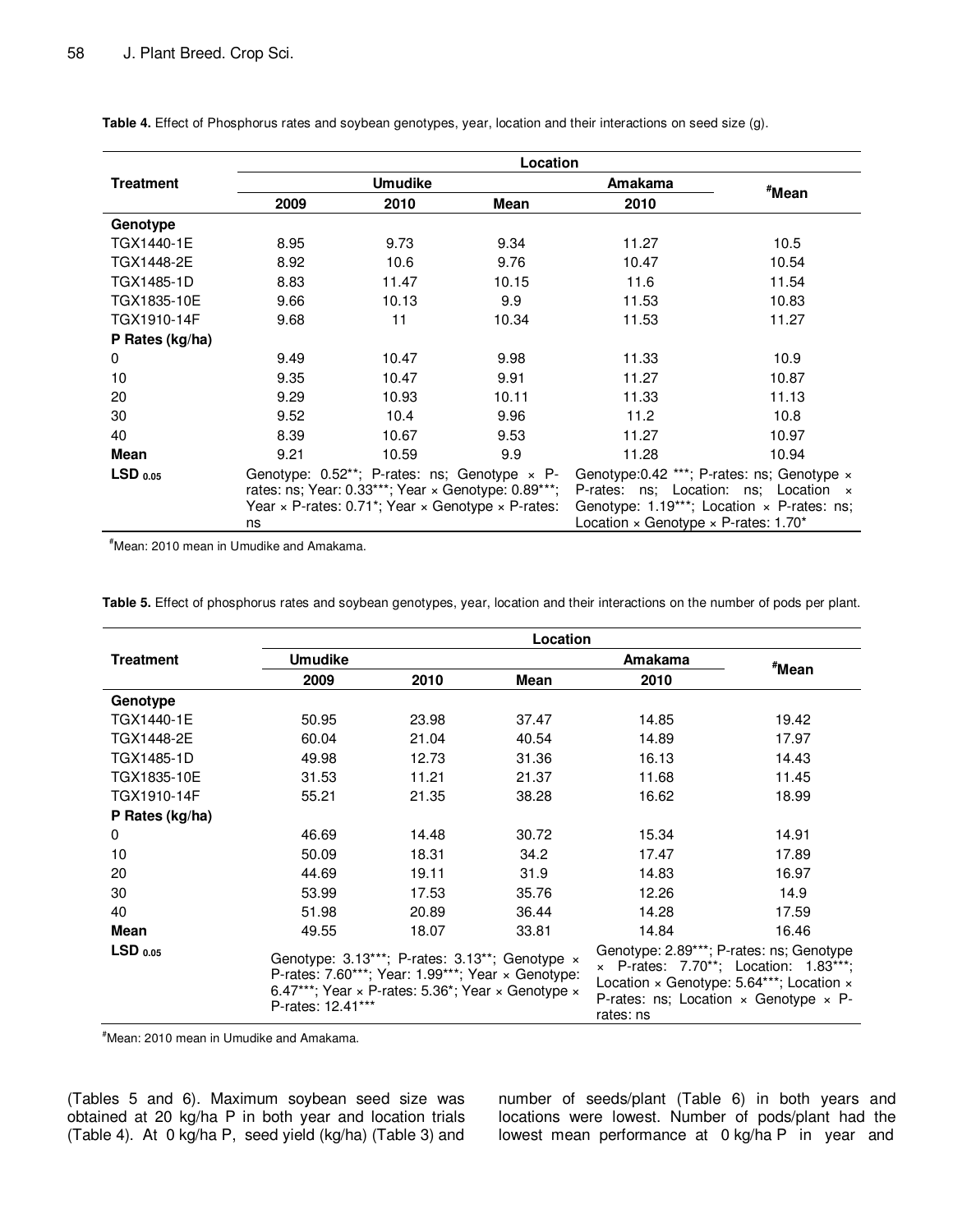**Table 4.** Effect of Phosphorus rates and soybean genotypes, year, location and their interactions on seed size (g).

| Treatment | Location | | | | |
|---|---|---|---|---|---|
| | Umudike | | | Amakama | #Mean |
| | 2009 | 2010 | Mean | 2010 | |
| **Genotype** | | | | | |
| TGX1440-1E | 8.95 | 9.73 | 9.34 | 11.27 | 10.5 |
| TGX1448-2E | 8.92 | 10.6 | 9.76 | 10.47 | 10.54 |
| TGX1485-1D | 8.83 | 11.47 | 10.15 | 11.6 | 11.54 |
| TGX1835-10E | 9.66 | 10.13 | 9.9 | 11.53 | 10.83 |
| TGX1910-14F | 9.68 | 11 | 10.34 | 11.53 | 11.27 |
| **P Rates (kg/ha)** | | | | | |
| 0 | 9.49 | 10.47 | 9.98 | 11.33 | 10.9 |
| 10 | 9.35 | 10.47 | 9.91 | 11.27 | 10.87 |
| 20 | 9.29 | 10.93 | 10.11 | 11.33 | 11.13 |
| 30 | 9.52 | 10.4 | 9.96 | 11.2 | 10.8 |
| 40 | 8.39 | 10.67 | 9.53 | 11.27 | 10.97 |
| **Mean** | 9.21 | 10.59 | 9.9 | 11.28 | 10.94 |
| **$LSD_{0.05}$** | Genotype: 0.52**; P-rates: ns; Genotype × P-rates: ns; Year: 0.33***; Year × Genotype: 0.89***; Year × P-rates: 0.71*; Year × Genotype × P-rates: ns | | | Genotype:0.42 ***; P-rates: ns; Genotype × P-rates: ns; Location: ns; Location × Genotype: 1.19***; Location × P-rates: ns; Location × Genotype × P-rates: 1.70* | |

#Mean: 2010 mean in Umudike and Amakama.

**Table 5.** Effect of phosphorus rates and soybean genotypes, year, location and their interactions on the number of pods per plant.

| Treatment | Location | | | | |
|---|---|---|---|---|---|
| | Umudike | | | Amakama | #Mean |
| | 2009 | 2010 | Mean | 2010 | |
| **Genotype** | | | | | |
| TGX1440-1E | 50.95 | 23.98 | 37.47 | 14.85 | 19.42 |
| TGX1448-2E | 60.04 | 21.04 | 40.54 | 14.89 | 17.97 |
| TGX1485-1D | 49.98 | 12.73 | 31.36 | 16.13 | 14.43 |
| TGX1835-10E | 31.53 | 11.21 | 21.37 | 11.68 | 11.45 |
| TGX1910-14F | 55.21 | 21.35 | 38.28 | 16.62 | 18.99 |
| **P Rates (kg/ha)** | | | | | |
| 0 | 46.69 | 14.48 | 30.72 | 15.34 | 14.91 |
| 10 | 50.09 | 18.31 | 34.2 | 17.47 | 17.89 |
| 20 | 44.69 | 19.11 | 31.9 | 14.83 | 16.97 |
| 30 | 53.99 | 17.53 | 35.76 | 12.26 | 14.9 |
| 40 | 51.98 | 20.89 | 36.44 | 14.28 | 17.59 |
| **Mean** | 49.55 | 18.07 | 33.81 | 14.84 | 16.46 |
| **$LSD_{0.05}$** | Genotype: 3.13***; P-rates: 3.13**; Genotype × P-rates: 7.60***; Year: 1.99***; Year × Genotype: 6.47***; Year × P-rates: 5.36*; Year × Genotype × P-rates: 12.41*** | | | Genotype: 2.89***; P-rates: ns; Genotype × P-rates: 7.70**; Location: 1.83***; Location × Genotype: 5.64***; Location × P-rates: ns; Location × Genotype × P-rates: ns | |

#Mean: 2010 mean in Umudike and Amakama.

(Tables 5 and 6). Maximum soybean seed size was obtained at 20 kg/ha P in both year and location trials (Table 4). At 0 kg/ha P, seed yield (kg/ha) (Table 3) and number of seeds/plant (Table 6) in both years and locations were lowest. Number of pods/plant had the lowest mean performance at 0 kg/ha P in year and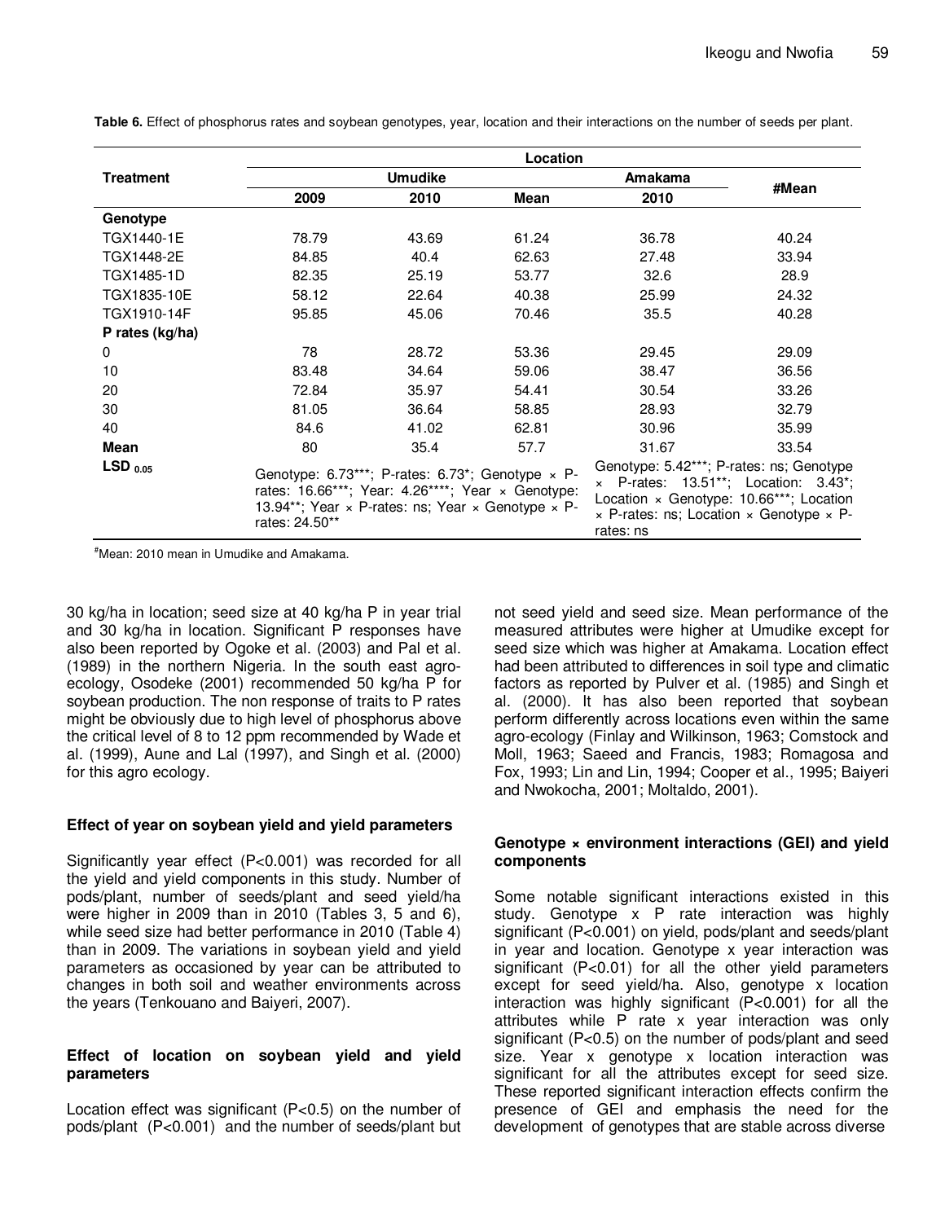**Table 6.** Effect of phosphorus rates and soybean genotypes, year, location and their interactions on the number of seeds per plant.

| Treatment | Location | | | | |
|---|---|---|---|---|---|
| | Umudike | | | Amakama | #Mean |
| | 2009 | 2010 | Mean | 2010 | |
| **Genotype** | | | | | |
| TGX1440-1E | 78.79 | 43.69 | 61.24 | 36.78 | 40.24 |
| TGX1448-2E | 84.85 | 40.4 | 62.63 | 27.48 | 33.94 |
| TGX1485-1D | 82.35 | 25.19 | 53.77 | 32.6 | 28.9 |
| TGX1835-10E | 58.12 | 22.64 | 40.38 | 25.99 | 24.32 |
| TGX1910-14F | 95.85 | 45.06 | 70.46 | 35.5 | 40.28 |
| **P rates (kg/ha)** | | | | | |
| 0 | 78 | 28.72 | 53.36 | 29.45 | 29.09 |
| 10 | 83.48 | 34.64 | 59.06 | 38.47 | 36.56 |
| 20 | 72.84 | 35.97 | 54.41 | 30.54 | 33.26 |
| 30 | 81.05 | 36.64 | 58.85 | 28.93 | 32.79 |
| 40 | 84.6 | 41.02 | 62.81 | 30.96 | 35.99 |
| **Mean** | 80 | 35.4 | 57.7 | 31.67 | 33.54 |
| **$LSD_{0.05}$** | Genotype: 6.73***; P-rates: 6.73*; Genotype × P-rates: 16.66***; Year: 4.26****; Year × Genotype: 13.94**; Year × P-rates: ns; Year × Genotype × P-rates: 24.50** | | | Genotype: 5.42***; P-rates: ns; Genotype × P-rates: 13.51**; Location: 3.43*; Location × Genotype: 10.66***; Location × P-rates: ns; Location × Genotype × P-rates: ns | |

#Mean: 2010 mean in Umudike and Amakama.

30 kg/ha in location; seed size at 40 kg/ha P in year trial and 30 kg/ha in location. Significant P responses have also been reported by Ogoke et al. (2003) and Pal et al. (1989) in the northern Nigeria. In the south east agro-ecology, Osodeke (2001) recommended 50 kg/ha P for soybean production. The non response of traits to P rates might be obviously due to high level of phosphorus above the critical level of 8 to 12 ppm recommended by Wade et al. (1999), Aune and Lal (1997), and Singh et al. (2000) for this agro ecology.

### Effect of year on soybean yield and yield parameters

Significantly year effect (P<0.001) was recorded for all the yield and yield components in this study. Number of pods/plant, number of seeds/plant and seed yield/ha were higher in 2009 than in 2010 (Tables 3, 5 and 6), while seed size had better performance in 2010 (Table 4) than in 2009. The variations in soybean yield and yield parameters as occasioned by year can be attributed to changes in both soil and weather environments across the years (Tenkouano and Baiyeri, 2007).

### Effect of location on soybean yield and yield parameters

Location effect was significant (P<0.5) on the number of pods/plant (P<0.001) and the number of seeds/plant but not seed yield and seed size. Mean performance of the measured attributes were higher at Umudike except for seed size which was higher at Amakama. Location effect had been attributed to differences in soil type and climatic factors as reported by Pulver et al. (1985) and Singh et al. (2000). It has also been reported that soybean perform differently across locations even within the same agro-ecology (Finlay and Wilkinson, 1963; Comstock and Moll, 1963; Saeed and Francis, 1983; Romagosa and Fox, 1993; Lin and Lin, 1994; Cooper et al., 1995; Baiyeri and Nwokocha, 2001; Moltaldo, 2001).

### Genotype × environment interactions (GEI) and yield components

Some notable significant interactions existed in this study. Genotype x P rate interaction was highly significant (P<0.001) on yield, pods/plant and seeds/plant in year and location. Genotype x year interaction was significant (P<0.01) for all the other yield parameters except for seed yield/ha. Also, genotype x location interaction was highly significant (P<0.001) for all the attributes while P rate x year interaction was only significant (P<0.5) on the number of pods/plant and seed size. Year x genotype x location interaction was significant for all the attributes except for seed size. These reported significant interaction effects confirm the presence of GEI and emphasis the need for the development of genotypes that are stable across diverse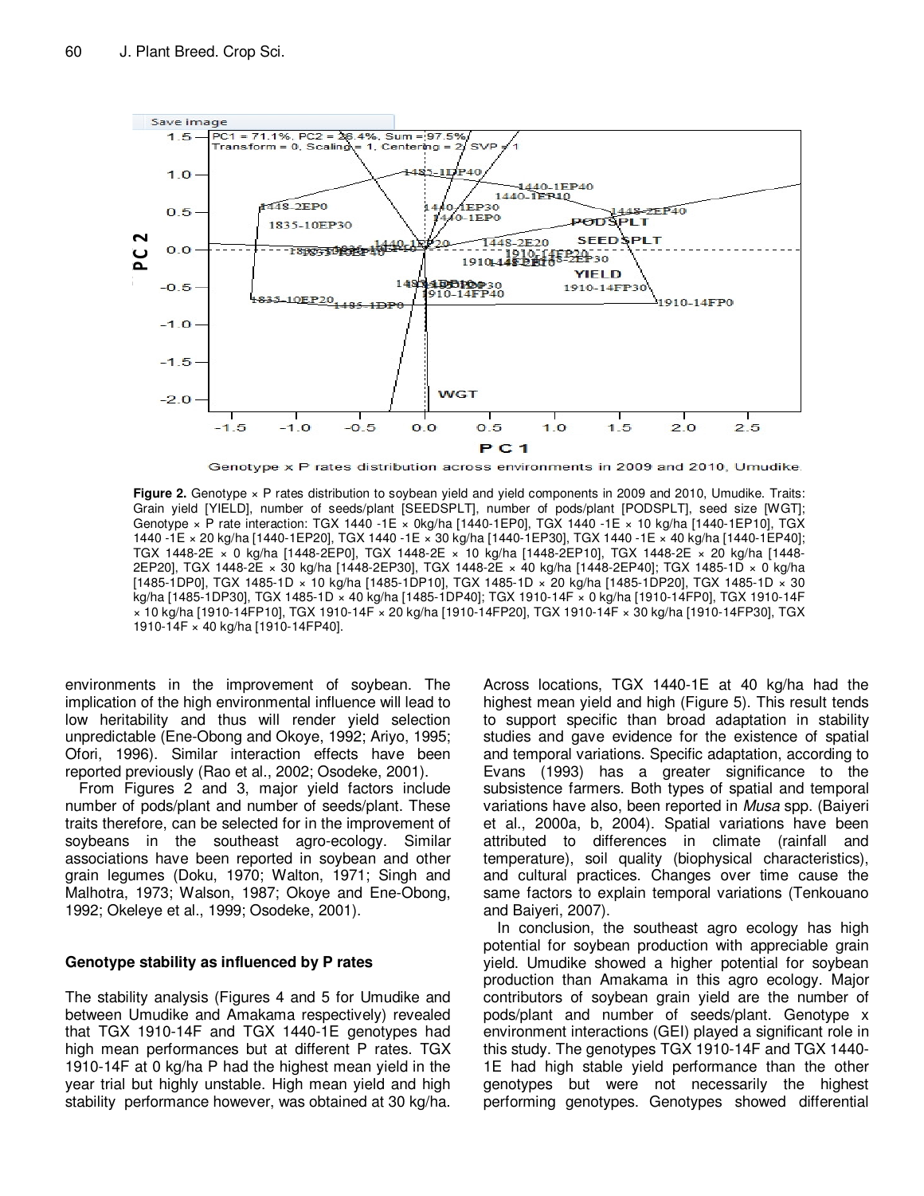**Figure 2.** Genotype × P rates distribution to soybean yield and yield components in 2009 and 2010, Umudike. Traits: Grain yield [YIELD], number of seeds/plant [SEEDSPLT], number of pods/plant [PODSPLT], seed size [WGT]; Genotype × P rate interaction: TGX 1440 -1E × 0kg/ha [1440-1EP0], TGX 1440 -1E × 10 kg/ha [1440-1EP10], TGX 1440 -1E × 20 kg/ha [1440-1EP20], TGX 1440 -1E × 30 kg/ha [1440-1EP30], TGX 1440 -1E × 40 kg/ha [1440-1EP40]; TGX 1448-2E × 0 kg/ha [1448-2EP0], TGX 1448-2E × 10 kg/ha [1448-2EP10], TGX 1448-2E × 20 kg/ha [1448-2EP20], TGX 1448-2E × 30 kg/ha [1448-2EP30], TGX 1448-2E × 40 kg/ha [1448-2EP40]; TGX 1485-1D × 0 kg/ha [1485-1DP0], TGX 1485-1D × 10 kg/ha [1485-1DP10], TGX 1485-1D × 20 kg/ha [1485-1DP20], TGX 1485-1D × 30 kg/ha [1485-1DP30], TGX 1485-1D × 40 kg/ha [1485-1DP40]; TGX 1910-14F × 0 kg/ha [1910-14FP0], TGX 1910-14F × 10 kg/ha [1910-14FP10], TGX 1910-14F × 20 kg/ha [1910-14FP20], TGX 1910-14F × 30 kg/ha [1910-14FP30], TGX 1910-14F × 40 kg/ha [1910-14FP40].

environments in the improvement of soybean. The implication of the high environmental influence will lead to low heritability and thus will render yield selection unpredictable (Ene-Obong and Okoye, 1992; Ariyo, 1995; Ofori, 1996). Similar interaction effects have been reported previously (Rao et al., 2002; Osodeke, 2001).

From Figures 2 and 3, major yield factors include number of pods/plant and number of seeds/plant. These traits therefore, can be selected for in the improvement of soybeans in the southeast agro-ecology. Similar associations have been reported in soybean and other grain legumes (Doku, 1970; Walton, 1971; Singh and Malhotra, 1973; Walson, 1987; Okoye and Ene-Obong, 1992; Okeleye et al., 1999; Osodeke, 2001).

## Genotype stability as influenced by P rates

The stability analysis (Figures 4 and 5 for Umudike and between Umudike and Amakama respectively) revealed that TGX 1910-14F and TGX 1440-1E genotypes had high mean performances but at different P rates. TGX 1910-14F at 0 kg/ha P had the highest mean yield in the year trial but highly unstable. High mean yield and high stability performance however, was obtained at 30 kg/ha. Across locations, TGX 1440-1E at 40 kg/ha had the highest mean yield and high (Figure 5). This result tends to support specific than broad adaptation in stability studies and gave evidence for the existence of spatial and temporal variations. Specific adaptation, according to Evans (1993) has a greater significance to the subsistence farmers. Both types of spatial and temporal variations have also, been reported in *Musa* spp. (Baiyeri et al., 2000a, b, 2004). Spatial variations have been attributed to differences in climate (rainfall and temperature), soil quality (biophysical characteristics), and cultural practices. Changes over time cause the same factors to explain temporal variations (Tenkouano and Baiyeri, 2007).

In conclusion, the southeast agro ecology has high potential for soybean production with appreciable grain yield. Umudike showed a higher potential for soybean production than Amakama in this agro ecology. Major contributors of soybean grain yield are the number of pods/plant and number of seeds/plant. Genotype x environment interactions (GEI) played a significant role in this study. The genotypes TGX 1910-14F and TGX 1440-1E had high stable yield performance than the other genotypes but were not necessarily the highest performing genotypes. Genotypes showed differential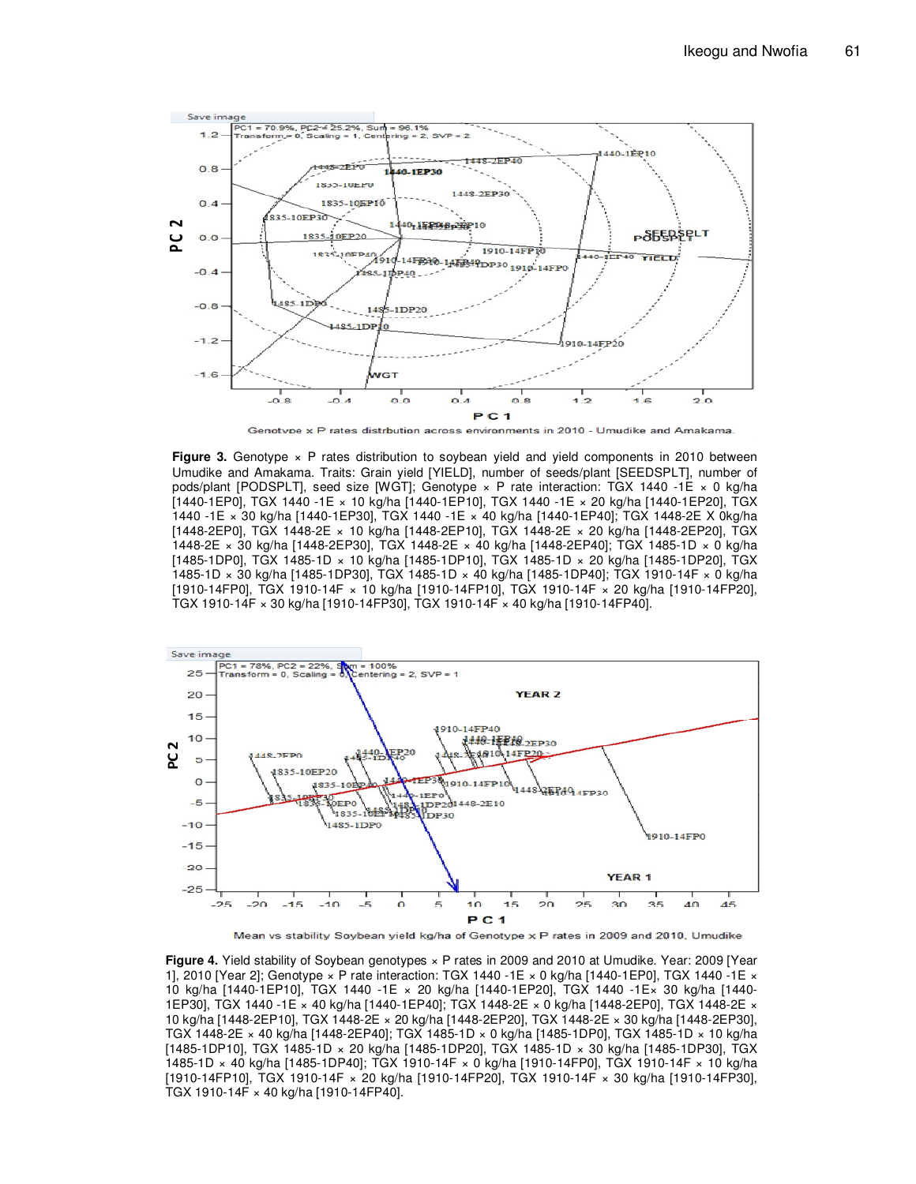**Figure 3.** Genotype × P rates distribution to soybean yield and yield components in 2010 between Umudike and Amakama. Traits: Grain yield [YIELD], number of seeds/plant [SEEDSPLT], number of pods/plant [PODSPLT], seed size [WGT]; Genotype × P rate interaction: TGX 1440 -1E × 0 kg/ha [1440-1EP0], TGX 1440 -1E × 10 kg/ha [1440-1EP10], TGX 1440 -1E × 20 kg/ha [1440-1EP20], TGX 1440 -1E × 30 kg/ha [1440-1EP30], TGX 1440 -1E × 40 kg/ha [1440-1EP40]; TGX 1448-2E X 0kg/ha [1448-2EP0], TGX 1448-2E × 10 kg/ha [1448-2EP10], TGX 1448-2E × 20 kg/ha [1448-2EP20], TGX 1448-2E × 30 kg/ha [1448-2EP30], TGX 1448-2E × 40 kg/ha [1448-2EP40]; TGX 1485-1D × 0 kg/ha [1485-1DP0], TGX 1485-1D × 10 kg/ha [1485-1DP10], TGX 1485-1D × 20 kg/ha [1485-1DP20], TGX 1485-1D × 30 kg/ha [1485-1DP30], TGX 1485-1D × 40 kg/ha [1485-1DP40]; TGX 1910-14F × 0 kg/ha [1910-14FP0], TGX 1910-14F × 10 kg/ha [1910-14FP10], TGX 1910-14F × 20 kg/ha [1910-14FP20], TGX 1910-14F × 30 kg/ha [1910-14FP30], TGX 1910-14F × 40 kg/ha [1910-14FP40].

**Figure 4.** Yield stability of Soybean genotypes × P rates in 2009 and 2010 at Umudike. Year: 2009 [Year 1], 2010 [Year 2]; Genotype × P rate interaction: TGX 1440 -1E × 0 kg/ha [1440-1EP0], TGX 1440 -1E × 10 kg/ha [1440-1EP10], TGX 1440 -1E × 20 kg/ha [1440-1EP20], TGX 1440 -1E× 30 kg/ha [1440-1EP30], TGX 1440 -1E × 40 kg/ha [1440-1EP40]; TGX 1448-2E × 0 kg/ha [1448-2EP0], TGX 1448-2E × 10 kg/ha [1448-2EP10], TGX 1448-2E × 20 kg/ha [1448-2EP20], TGX 1448-2E × 30 kg/ha [1448-2EP30], TGX 1448-2E × 40 kg/ha [1448-2EP40]; TGX 1485-1D × 0 kg/ha [1485-1DP0], TGX 1485-1D × 10 kg/ha [1485-1DP10], TGX 1485-1D × 20 kg/ha [1485-1DP20], TGX 1485-1D × 30 kg/ha [1485-1DP30], TGX 1485-1D × 40 kg/ha [1485-1DP40]; TGX 1910-14F × 0 kg/ha [1910-14FP0], TGX 1910-14F × 10 kg/ha [1910-14FP10], TGX 1910-14F × 20 kg/ha [1910-14FP20], TGX 1910-14F × 30 kg/ha [1910-14FP30], TGX 1910-14F × 40 kg/ha [1910-14FP40].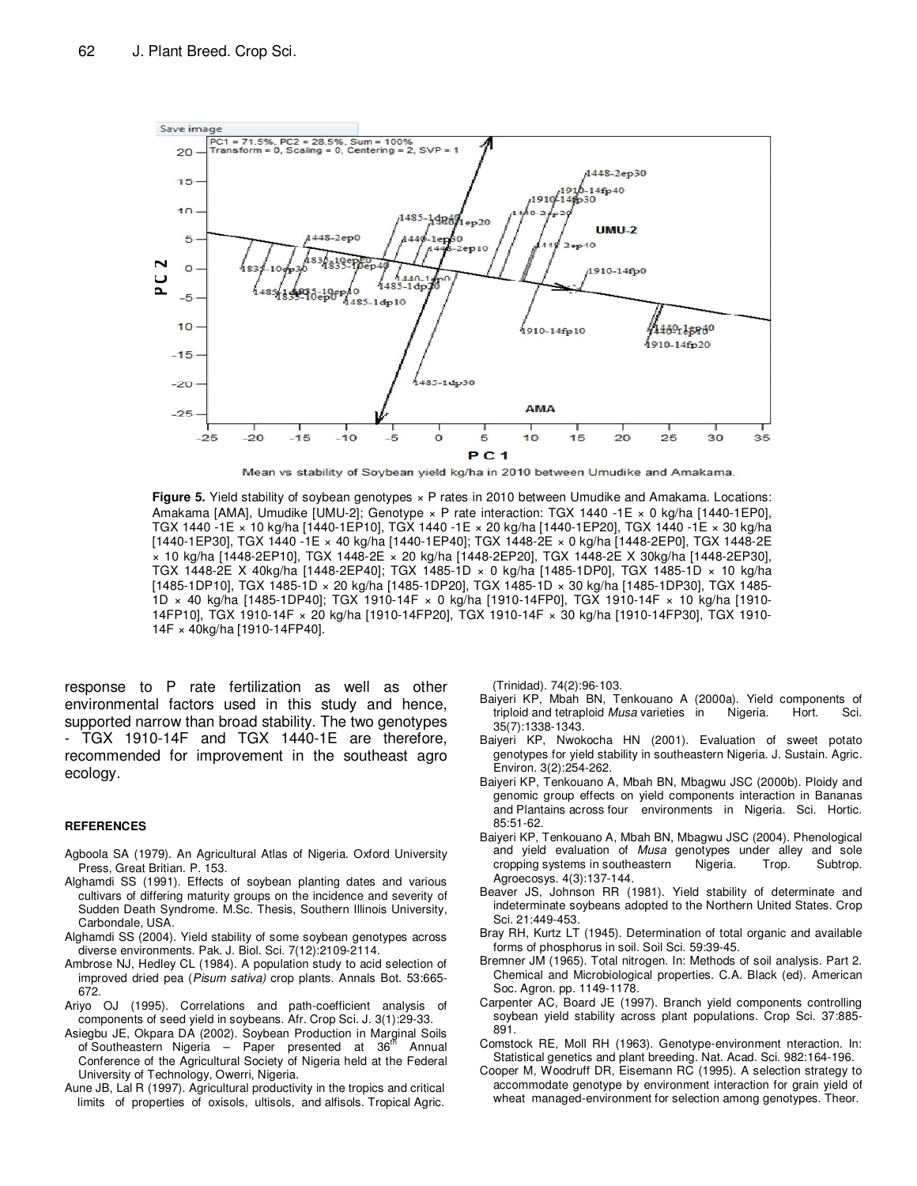Mean vs stability of Soybean yield kg/ha in 2010 between Umudike and Amakama.

**Figure 5.** Yield stability of soybean genotypes × P rates in 2010 between Umudike and Amakama. Locations: Amakama [AMA], Umudike [UMU-2]; Genotype × P rate interaction: TGX 1440 -1E × 0 kg/ha [1440-1EP0], TGX 1440 -1E × 10 kg/ha [1440-1EP10], TGX 1440 -1E × 20 kg/ha [1440-1EP20], TGX 1440 -1E × 30 kg/ha [1440-1EP30], TGX 1440 -1E × 40 kg/ha [1440-1EP40]; TGX 1448-2E × 0 kg/ha [1448-2EP0], TGX 1448-2E × 10 kg/ha [1448-2EP10], TGX 1448-2E × 20 kg/ha [1448-2EP20], TGX 1448-2E X 30kg/ha [1448-2EP30], TGX 1448-2E X 40kg/ha [1448-2EP40]; TGX 1485-1D × 0 kg/ha [1485-1DP0], TGX 1485-1D × 10 kg/ha [1485-1DP10], TGX 1485-1D × 20 kg/ha [1485-1DP20], TGX 1485-1D × 30 kg/ha [1485-1DP30], TGX 1485-1D × 40 kg/ha [1485-1DP40]; TGX 1910-14F × 0 kg/ha [1910-14FP0], TGX 1910-14F × 10 kg/ha [1910-14FP10], TGX 1910-14F × 20 kg/ha [1910-14FP20], TGX 1910-14F × 30 kg/ha [1910-14FP30], TGX 1910-14F × 40kg/ha [1910-14FP40].

response to P rate fertilization as well as other environmental factors used in this study and hence, supported narrow than broad stability. The two genotypes - TGX 1910-14F and TGX 1440-1E are therefore, recommended for improvement in the southeast agro ecology.

## REFERENCES

Agboola SA (1979). An Agricultural Atlas of Nigeria. Oxford University Press, Great Britian. P. 153.

Alghamdi SS (1991). Effects of soybean planting dates and various cultivars of differing maturity groups on the incidence and severity of Sudden Death Syndrome. M.Sc. Thesis, Southern Illinois University, Carbondale, USA.

Alghamdi SS (2004). Yield stability of some soybean genotypes across diverse environments. Pak. J. Biol. Sci. 7(12):2109-2114.

Ambrose NJ, Hedley CL (1984). A population study to acid selection of improved dried pea (*Pisum sativa)* crop plants. Annals Bot. 53:665-672.

Ariyo OJ (1995). Correlations and path-coefficient analysis of components of seed yield in soybeans. Afr. Crop Sci. J. 3(1):29-33.

Asiegbu JE, Okpara DA (2002). Soybean Production in Marginal Soils of Southeastern Nigeria – Paper presented at 36th Annual Conference of the Agricultural Society of Nigeria held at the Federal University of Technology, Owerri, Nigeria.

Aune JB, Lal R (1997). Agricultural productivity in the tropics and critical limits of properties of oxisols, ultisols, and alfisols. Tropical Agric. (Trinidad). 74(2):96-103.

Baiyeri KP, Mbah BN, Tenkouano A (2000a). Yield components of triploid and tetraploid *Musa* varieties in Nigeria. Hort. Sci. 35(7):1338-1343.

Baiyeri KP, Nwokocha HN (2001). Evaluation of sweet potato genotypes for yield stability in southeastern Nigeria. J. Sustain. Agric. Environ. 3(2):254-262.

Baiyeri KP, Tenkouano A, Mbah BN, Mbagwu JSC (2000b). Ploidy and genomic group effects on yield components interaction in Bananas and Plantains across four environments in Nigeria. Sci. Hortic. 85:51-62.

Baiyeri KP, Tenkouano A, Mbah BN, Mbagwu JSC (2004). Phenological and yield evaluation of *Musa* genotypes under alley and sole cropping systems in southeastern Nigeria. Trop. Subtrop. Agroecosys. 4(3):137-144.

Beaver JS, Johnson RR (1981). Yield stability of determinate and indeterminate soybeans adopted to the Northern United States. Crop Sci. 21:449-453.

Bray RH, Kurtz LT (1945). Determination of total organic and available forms of phosphorus in soil. Soil Sci. 59:39-45.

Bremner JM (1965). Total nitrogen. In: Methods of soil analysis. Part 2. Chemical and Microbiological properties. C.A. Black (ed). American Soc. Agron. pp. 1149-1178.

Carpenter AC, Board JE (1997). Branch yield components controlling soybean yield stability across plant populations. Crop Sci. 37:885-891.

Comstock RE, Moll RH (1963). Genotype-environment nteraction. In: Statistical genetics and plant breeding. Nat. Acad. Sci. 982:164-196.

Cooper M, Woodruff DR, Eisemann RC (1995). A selection strategy to accommodate genotype by environment interaction for grain yield of wheat managed-environment for selection among genotypes. Theor.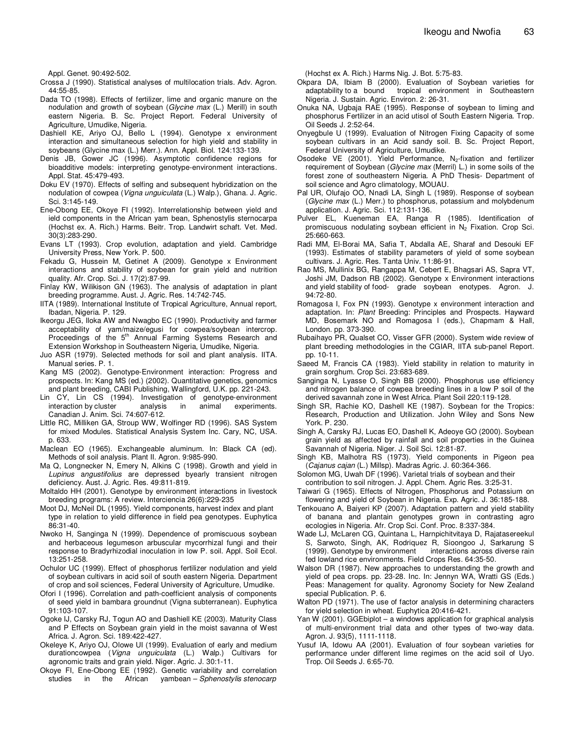Appl. Genet. 90:492-502.

Crossa J (1990). Statistical analyses of multilocation trials. Adv. Agron. 44:55-85.

Dada TO (1998). Effects of fertilizer, lime and organic manure on the nodulation and growth of soybean (*Glycine max* (L.) Merill) in south eastern Nigeria. B. Sc. Project Report. Federal University of Agriculture, Umudike, Nigeria.

Dashiell KE, Ariyo OJ, Bello L (1994). Genotype x environment interaction and simultaneous selection for high yield and stability in soybeans (Glycine max (L.) Merr.). Ann. Appl. Biol. 124:133-139.

Denis JB, Gower JC (1996). Asymptotic confidence regions for bioadditive models: interpreting genotype-environment interactions. Appl. Stat. 45:479-493.

Doku EV (1970). Effects of selfing and subsequent hybridization on the nodulation of cowpea (*Vigna unguiculata* (L.) Walp.), Ghana. J. Agric. Sci. 3:145-149.

Ene-Obong EE, Okoye FI (1992). Interrelationship between yield and ield components in the African yam bean, Sphenostylis sternocarpa (Hochst ex. A. Rich.) Harms. Beitr. Trop. Landwirt schaft. Vet. Med. 30(3):283-290.

Evans LT (1993). Crop evolution, adaptation and yield. Cambridge University Press, New York. P. 500.

Fekadu G, Hussein M, Getinet A (2009). Genotype x Environment interactions and stability of soybean for grain yield and nutrition quality. Afr. Crop. Sci. J. 17(2):87-99.

Finlay KW, Wilikison GN (1963). The analysis of adaptation in plant breeding programme. Aust. J. Agric. Res. 14:742-745.

IITA (1989). International Institute of Tropical Agriculture, Annual report, Ibadan, Nigeria. P. 129.

Ikeorgu JEG, Iloka AW and Nwagbo EC (1990). Productivity and farmer acceptability of yam/maize/egusi for cowpea/soybean intercrop. Proceedings of the 5th Annual Farming Systems Research and Extension Workshop in Southeastern Nigeria, Umudike, Nigeria.

Juo ASR (1979). Selected methods for soil and plant analysis. IITA. Manual series. P. 1.

Kang MS (2002). Genotype-Environment interaction: Progress and prospects. In: Kang MS (ed.) (2002). Quantitative genetics, genomics and plant breeding, CABI Publishing, Wallingford, U.K. pp. 221-243.

Lin CY, Lin CS (1994). Investigation of genotype-environment interaction by cluster analysis in animal experiments. Canadian J. Anim. Sci. 74:607-612.

Little RC, Milliken GA, Stroup WW, Wolfinger RD (1996). SAS System for mixed Modules. Statistical Analysis System Inc. Cary, NC, USA. p. 633.

Maclean EO (1965). Exchangeable aluminum. In: Black CA (ed). Methods of soil analysis. Plant II. Agron. 9:985-990.

Ma Q, Longnecker N, Emery N, Alkins C (1998). Growth and yield in *Lupinus angustifolius* are depressed byearly transient nitrogen deficiency. Aust. J. Agric. Res. 49:811-819.

Moltaldo HH (2001). Genotype by environment interactions in livestock breeding programs: A review. Interciencia 26(6):229-235

Moot DJ, McNeil DL (1995). Yield components, harvest index and plant type in relation to yield difference in field pea genotypes. Euphytica 86:31-40.

Nwoko H, Sanginga N (1999). Dependence of promiscuous soybean and herbaceous legumeson arbuscular mycorrhizal fungi and their response to Bradyrhizodial inoculation in low P. soil. Appl. Soil Ecol. 13:251-258.

Ochulor UC (1999). Effect of phosphorus fertilizer nodulation and yield of soybean cultivars in acid soil of south eastern Nigeria. Department of crop and soil sciences, Federal University of Agriculture, Umudike.

Ofori I (1996). Correlation and path-coefficient analysis of components of seed yield in bambara groundnut (Vigna subterranean). Euphytica 91:103-107.

Ogoke IJ, Carsky RJ, Togun AO and Dashiell KE (2003). Maturity Class and P Effects on Soybean grain yield in the moist savanna of West Africa. J. Agron. Sci. 189:422-427.

Okeleye K, Ariyo OJ, Olowe UI (1999). Evaluation of early and medium durationcowpea (*Vigna unguiculata* (L.) Walp.) Cultivars for agronomic traits and grain yield. Niger. Agric. J. 30:1-11.

Okoye FI, Ene-Obong EE (1992). Genetic variability and correlation studies in the African yambean – *Sphenostylis stenocarp* (Hochst ex A. Rich.) Harms Nig. J. Bot. 5:75-83.

Okpara DA, Ibiam B (2000). Evaluation of Soybean varieties for adaptability to a bound tropical environment in Southeastern Nigeria. J. Sustain. Agric. Environ. 2: 26-31.

Onuka NA, Ugbaja RAE (1995). Response of soybean to liming and phosphorus Fertilizer in an acid utisol of South Eastern Nigeria. Trop. Oil Seeds J. 2:52-64.

Onyegbule U (1999). Evaluation of Nitrogen Fixing Capacity of some soybean cultivars in an Acid sandy soil. B. Sc. Project Report, Federal University of Agriculture, Umudike.

Osodeke VE (2001). Yield Performance, $N_2$-fixation and fertilizer requirement of Soybean (*Glycine max* (Merril) L.) in some soils of the forest zone of southeastern Nigeria. A PhD Thesis- Department of soil science and Agro climatology, MOUAU.

Pal UR, Olufajo OO, Nnadi LA, Singh L (1989). Response of soybean (*Glycine max* (L.) Merr.) to phosphorus, potassium and molybdenum application. J. Agric. Sci. 112:131-136.

Pulver EL, Kueneman EA, Ranga R (1985). Identification of promiscuous nodulating soybean efficient in $N_2$ Fixation. Crop Sci. 25:660-663.

Radi MM, El-Borai MA, Safia T, Abdalla AE, Sharaf and Desouki EF (1993). Estimates of stability parameters of yield of some soybean cultivars. J. Agric. Res. Tanta Univ. 11:86-91.

Rao MS, Mullinix BG, Rangappa M, Cebert E, Bhagsari AS, Sapra VT, Joshi JM, Dadson RB (2002). Genotype x Environment interactions and yield stability of food- grade soybean enotypes. Agron. J. 94:72-80.

Romagosa I, Fox PN (1993). Genotype x environment interaction and adaptation. In: *Plant* Breeding: Principles and Prospects. Hayward MD, Bosemark NO and Romagosa I (eds.), Chapmam & Hall, London. pp. 373-390.

Rubaihayo PR, Qualset CO, Visser GFR (2000). System wide review of plant breeding methodologies in the CGIAR, IITA sub-panel Report. pp. 10-11.

Saeed M, Francis CA (1983). Yield stability in relation to maturity in grain sorghum. Crop Sci. 23:683-689.

Sanginga N, Lyasse O, Singh BB (2000). Phosphorus use efficiency and nitrogen balance of cowpea breeding lines in a low P soil of the derived savannah zone in West Africa. Plant Soil 220:119-128.

Singh SR, Rachie KO, Dashell KE (1987). Soybean for the Tropics: Research, Production and Utilization. John Wiley and Sons New York. P. 230.

Singh A, Carsky RJ, Lucas EO, Dashell K, Adeoye GO (2000). Soybean grain yield as affected by rainfall and soil properties in the Guinea Savannah of Nigeria. Niger. J. Soil Sci. 12:81-87.

Singh KB, Malhotra RS (1973). Yield components in Pigeon pea (*Cajanus cajan* (L.) Millsp). Madras Agric. J. 60:364-366.

Solomon MG, Uwah DF (1996). Varietal trials of soybean and their contribution to soil nitrogen. J. Appl. Chem. Agric Res. 3:25-31.

Taiwari G (1965). Effects of Nitrogen, Phosphorus and Potassium on flowering and yield of Soybean in Nigeria. Exp. Agric. J. 36:185-188.

Tenkouano A, Baiyeri KP (2007). Adaptation pattern and yield stability of banana and plantain genotypes grown in contrasting agro ecologies in Nigeria. Afr. Crop Sci. Conf. Proc. 8:337-384.

Wade LJ, McLaren CG, Quintana L, Harnpichitvitaya D, Rajatasereekul S, Sarwoto, Singh, AK, Rodriquez R, Sioongoo J, Sarkarung S (1999). Genotype by environment interactions across diverse rain fed lowland rice environments. Field Crops Res. 64:35-50.

Walson DR (1987). New approaches to understanding the growth and yield of pea crops. pp. 23-28. Inc. In: Jennyn WA, Wratti GS (Eds.) Peas: Management for quality. Agronomy Society for New Zealand special Publication. P. 6.

Walton PD (1971). The use of factor analysis in determining characters for yield selection in wheat. Euphytica 20:416-421.

Yan W (2001). GGEbiplot – a windows application for graphical analysis of multi-environment trial data and other types of two-way data. Agron. J. 93(5), 1111-1118.

Yusuf IA, Idowu AA (2001). Evaluation of four soybean varieties for performance under different lime regimes on the acid soil of Uyo. Trop. Oil Seeds J. 6:65-70.